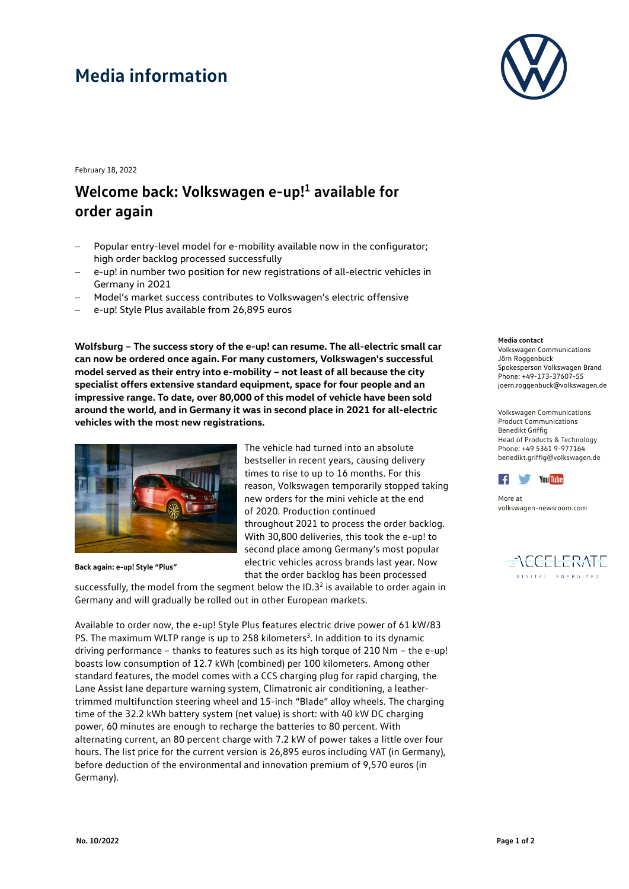# Media information

February 18, 2022

## Welcome back: Volkswagen e-up![1] available for order again

- Popular entry-level model for e-mobility available now in the configurator; high order backlog processed successfully
- e-up! in number two position for new registrations of all-electric vehicles in Germany in 2021
- Model's market success contributes to Volkswagen's electric offensive
- e-up! Style Plus available from 26,895 euros

**Wolfsburg – The success story of the e-up! can resume. The all-electric small car can now be ordered once again. For many customers, Volkswagen's successful model served as their entry into e-mobility – not least of all because the city specialist offers extensive standard equipment, space for four people and an impressive range. To date, over 80,000 of this model of vehicle have been sold around the world, and in Germany it was in second place in 2021 for all-electric vehicles with the most new registrations.**

**Back again: e-up! Style "Plus"**

The vehicle had turned into an absolute bestseller in recent years, causing delivery times to rise to up to 16 months. For this reason, Volkswagen temporarily stopped taking new orders for the mini vehicle at the end of 2020. Production continued throughout 2021 to process the order backlog. With 30,800 deliveries, this took the e-up! to second place among Germany's most popular electric vehicles across brands last year. Now that the order backlog has been processed successfully, the model from the segment below the ID.3[2] is available to order again in Germany and will gradually be rolled out in other European markets.

Available to order now, the e-up! Style Plus features electric drive power of 61 kW/83 PS. The maximum WLTP range is up to 258 kilometers[3]. In addition to its dynamic driving performance – thanks to features such as its high torque of 210 Nm – the e-up! boasts low consumption of 12.7 kWh (combined) per 100 kilometers. Among other standard features, the model comes with a CCS charging plug for rapid charging, the Lane Assist lane departure warning system, Climatronic air conditioning, a leather-trimmed multifunction steering wheel and 15-inch "Blade" alloy wheels. The charging time of the 32.2 kWh battery system (net value) is short: with 40 kW DC charging power, 60 minutes are enough to recharge the batteries to 80 percent. With alternating current, an 80 percent charge with 7.2 kW of power takes a little over four hours. The list price for the current version is 26,895 euros including VAT (in Germany), before deduction of the environmental and innovation premium of 9,570 euros (in Germany).

**Media contact**
Volkswagen Communications
Jörn Roggenbuck
Spokesperson Volkswagen Brand
Phone: +49-173-37607-55
joern.roggenbuck@volkswagen.de

Volkswagen Communications
Product Communications
Benedikt Griffig
Head of Products & Technology
Phone: +49 5361 9-977164
benedikt.griffig@volkswagen.de

More at
volkswagen-newsroom.com

No. 10/2022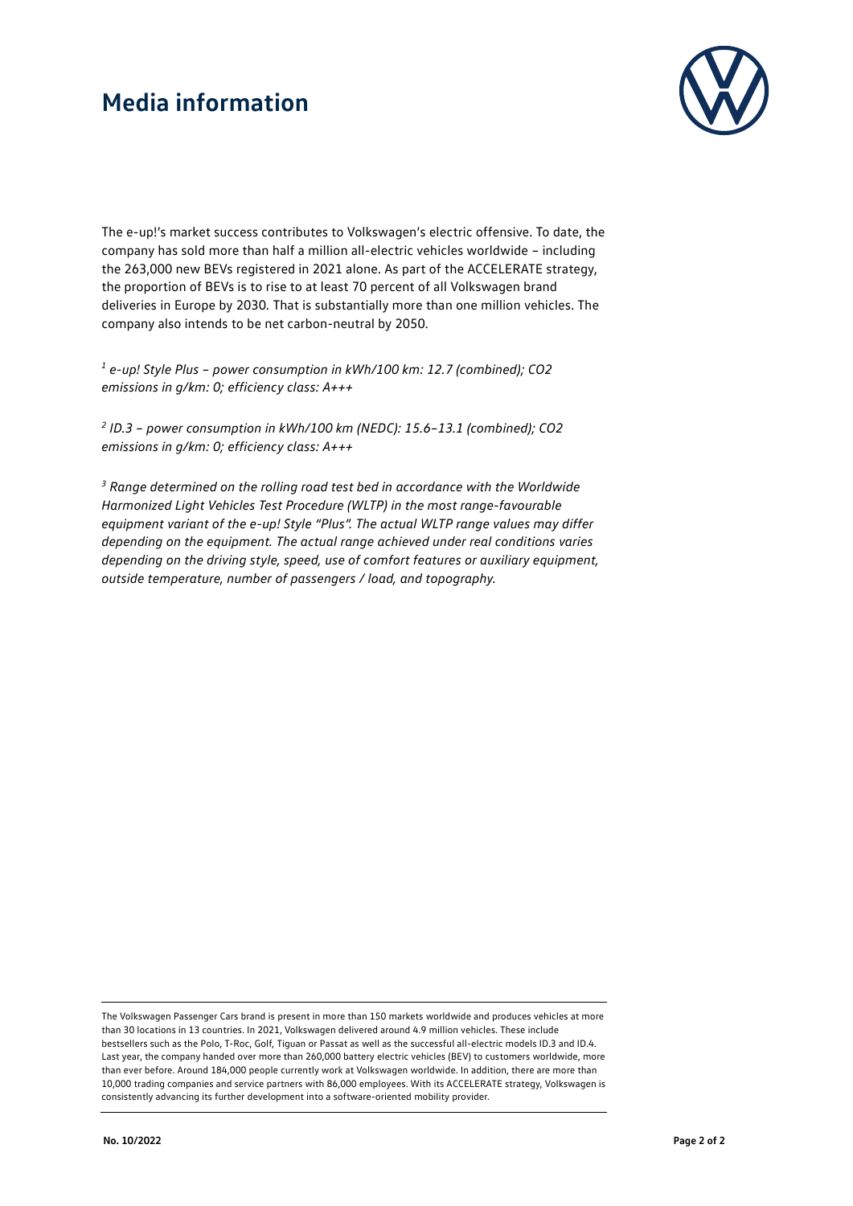# Media information

The e-up!'s market success contributes to Volkswagen's electric offensive. To date, the company has sold more than half a million all-electric vehicles worldwide – including the 263,000 new BEVs registered in 2021 alone. As part of the ACCELERATE strategy, the proportion of BEVs is to rise to at least 70 percent of all Volkswagen brand deliveries in Europe by 2030. That is substantially more than one million vehicles. The company also intends to be net carbon-neutral by 2050.

*[1] e-up! Style Plus – power consumption in kWh/100 km: 12.7 (combined); CO2 emissions in g/km: 0; efficiency class: A+++*

*[2] ID.3 – power consumption in kWh/100 km (NEDC): 15.6–13.1 (combined); CO2 emissions in g/km: 0; efficiency class: A+++*

*[3] Range determined on the rolling road test bed in accordance with the Worldwide Harmonized Light Vehicles Test Procedure (WLTP) in the most range-favourable equipment variant of the e-up! Style "Plus". The actual WLTP range values may differ depending on the equipment. The actual range achieved under real conditions varies depending on the driving style, speed, use of comfort features or auxiliary equipment, outside temperature, number of passengers / load, and topography.*

---

The Volkswagen Passenger Cars brand is present in more than 150 markets worldwide and produces vehicles at more than 30 locations in 13 countries. In 2021, Volkswagen delivered around 4.9 million vehicles. These include bestsellers such as the Polo, T-Roc, Golf, Tiguan or Passat as well as the successful all-electric models ID.3 and ID.4. Last year, the company handed over more than 260,000 battery electric vehicles (BEV) to customers worldwide, more than ever before. Around 184,000 people currently work at Volkswagen worldwide. In addition, there are more than 10,000 trading companies and service partners with 86,000 employees. With its ACCELERATE strategy, Volkswagen is consistently advancing its further development into a software-oriented mobility provider.

---

**No. 10/2022**